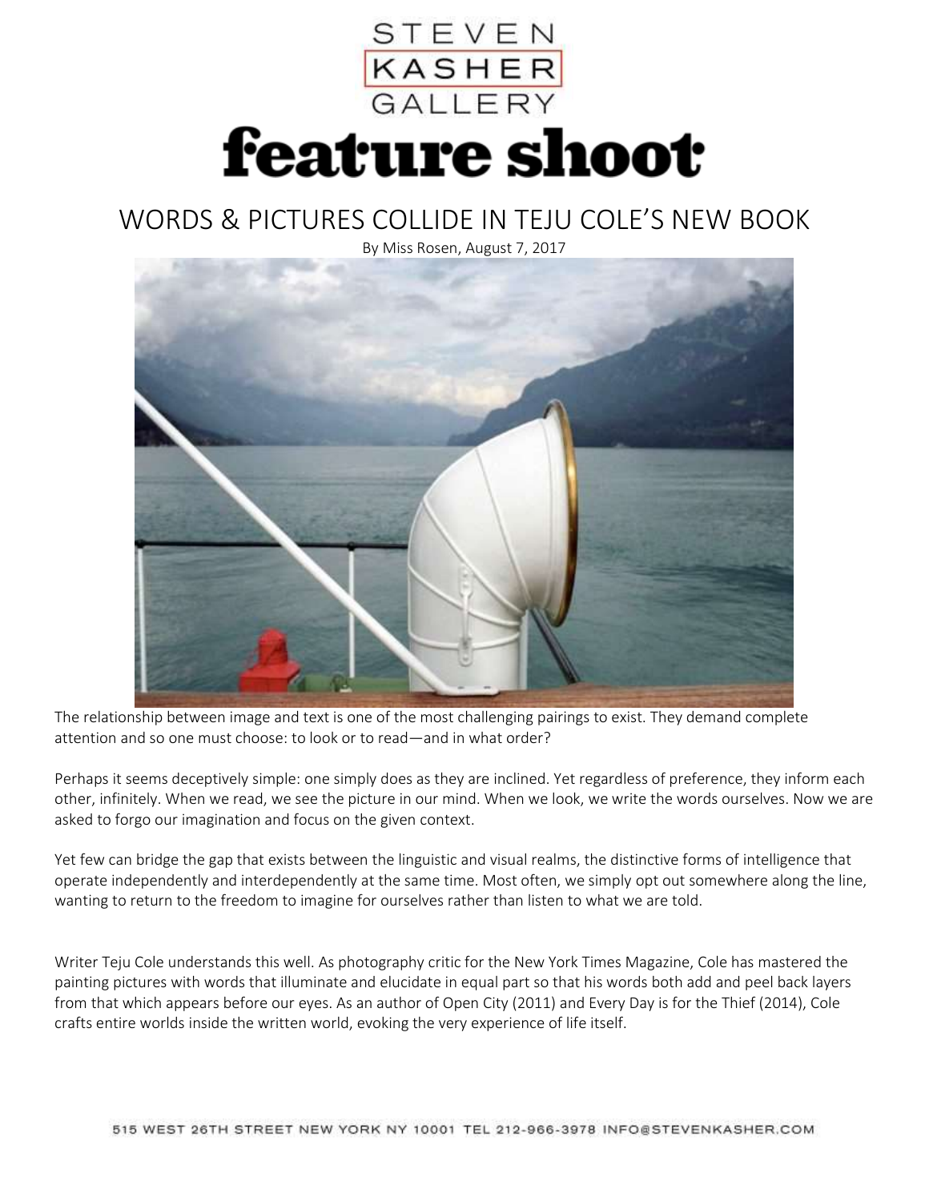STEVEN
KASHER
GALLERY

# feature shoot

## WORDS & PICTURES COLLIDE IN TEJU COLE'S NEW BOOK

By Miss Rosen, August 7, 2017

The relationship between image and text is one of the most challenging pairings to exist. They demand complete attention and so one must choose: to look or to read—and in what order?

Perhaps it seems deceptively simple: one simply does as they are inclined. Yet regardless of preference, they inform each other, infinitely. When we read, we see the picture in our mind. When we look, we write the words ourselves. Now we are asked to forgo our imagination and focus on the given context.

Yet few can bridge the gap that exists between the linguistic and visual realms, the distinctive forms of intelligence that operate independently and interdependently at the same time. Most often, we simply opt out somewhere along the line, wanting to return to the freedom to imagine for ourselves rather than listen to what we are told.

Writer Teju Cole understands this well. As photography critic for the New York Times Magazine, Cole has mastered the painting pictures with words that illuminate and elucidate in equal part so that his words both add and peel back layers from that which appears before our eyes. As an author of Open City (2011) and Every Day is for the Thief (2014), Cole crafts entire worlds inside the written world, evoking the very experience of life itself.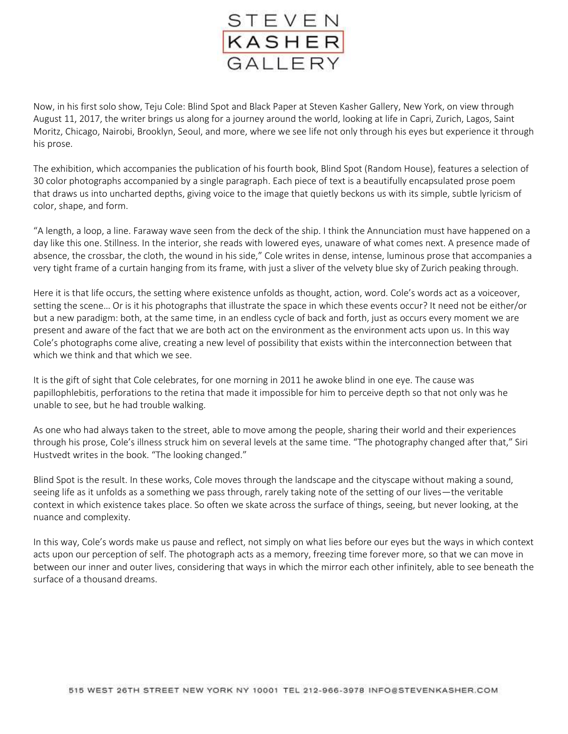Now, in his first solo show, Teju Cole: Blind Spot and Black Paper at Steven Kasher Gallery, New York, on view through August 11, 2017, the writer brings us along for a journey around the world, looking at life in Capri, Zurich, Lagos, Saint Moritz, Chicago, Nairobi, Brooklyn, Seoul, and more, where we see life not only through his eyes but experience it through his prose.

The exhibition, which accompanies the publication of his fourth book, Blind Spot (Random House), features a selection of 30 color photographs accompanied by a single paragraph. Each piece of text is a beautifully encapsulated prose poem that draws us into uncharted depths, giving voice to the image that quietly beckons us with its simple, subtle lyricism of color, shape, and form.

"A length, a loop, a line. Faraway wave seen from the deck of the ship. I think the Annunciation must have happened on a day like this one. Stillness. In the interior, she reads with lowered eyes, unaware of what comes next. A presence made of absence, the crossbar, the cloth, the wound in his side," Cole writes in dense, intense, luminous prose that accompanies a very tight frame of a curtain hanging from its frame, with just a sliver of the velvety blue sky of Zurich peaking through.

Here it is that life occurs, the setting where existence unfolds as thought, action, word. Cole's words act as a voiceover, setting the scene… Or is it his photographs that illustrate the space in which these events occur? It need not be either/or but a new paradigm: both, at the same time, in an endless cycle of back and forth, just as occurs every moment we are present and aware of the fact that we are both act on the environment as the environment acts upon us. In this way Cole's photographs come alive, creating a new level of possibility that exists within the interconnection between that which we think and that which we see.

It is the gift of sight that Cole celebrates, for one morning in 2011 he awoke blind in one eye. The cause was papillophlebitis, perforations to the retina that made it impossible for him to perceive depth so that not only was he unable to see, but he had trouble walking.

As one who had always taken to the street, able to move among the people, sharing their world and their experiences through his prose, Cole's illness struck him on several levels at the same time. "The photography changed after that," Siri Hustvedt writes in the book. "The looking changed."

Blind Spot is the result. In these works, Cole moves through the landscape and the cityscape without making a sound, seeing life as it unfolds as a something we pass through, rarely taking note of the setting of our lives—the veritable context in which existence takes place. So often we skate across the surface of things, seeing, but never looking, at the nuance and complexity.

In this way, Cole's words make us pause and reflect, not simply on what lies before our eyes but the ways in which context acts upon our perception of self. The photograph acts as a memory, freezing time forever more, so that we can move in between our inner and outer lives, considering that ways in which the mirror each other infinitely, able to see beneath the surface of a thousand dreams.